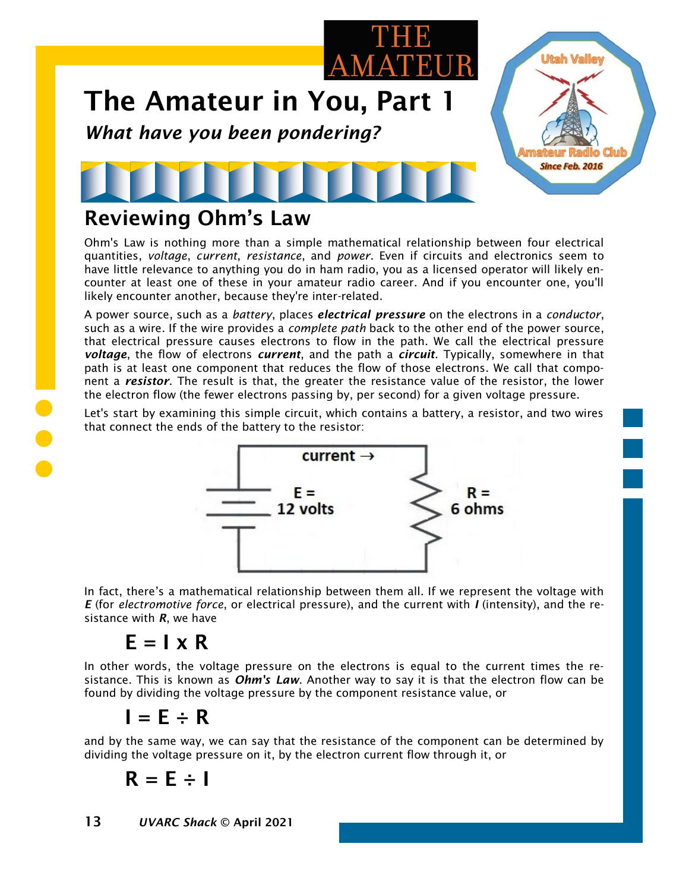# The Amateur in You, Part 1

***What have you been pondering?***

## Reviewing Ohm's Law

Ohm's Law is nothing more than a simple mathematical relationship between four electrical quantities, *voltage*, *current*, *resistance*, and *power*. Even if circuits and electronics seem to have little relevance to anything you do in ham radio, you as a licensed operator will likely encounter at least one of these in your amateur radio career. And if you encounter one, you'll likely encounter another, because they're inter-related.

A power source, such as a *battery*, places ***electrical pressure*** on the electrons in a *conductor*, such as a wire. If the wire provides a *complete path* back to the other end of the power source, that electrical pressure causes electrons to flow in the path. We call the electrical pressure ***voltage***, the flow of electrons ***current***, and the path a ***circuit***. Typically, somewhere in that path is at least one component that reduces the flow of those electrons. We call that component a ***resistor***. The result is that, the greater the resistance value of the resistor, the lower the electron flow (the fewer electrons passing by, per second) for a given voltage pressure.

Let's start by examining this simple circuit, which contains a battery, a resistor, and two wires that connect the ends of the battery to the resistor:

current →

E = 12 volts

R = 6 ohms

In fact, there's a mathematical relationship between them all. If we represent the voltage with ***E*** (for *electromotive force*, or electrical pressure), and the current with ***I*** (intensity), and the resistance with ***R***, we have

$$E = I \times R$$

In other words, the voltage pressure on the electrons is equal to the current times the resistance. This is known as ***Ohm's Law***. Another way to say it is that the electron flow can be found by dividing the voltage pressure by the component resistance value, or

$$I = E \div R$$

and by the same way, we can say that the resistance of the component can be determined by dividing the voltage pressure on it, by the electron current flow through it, or

$$R = E \div I$$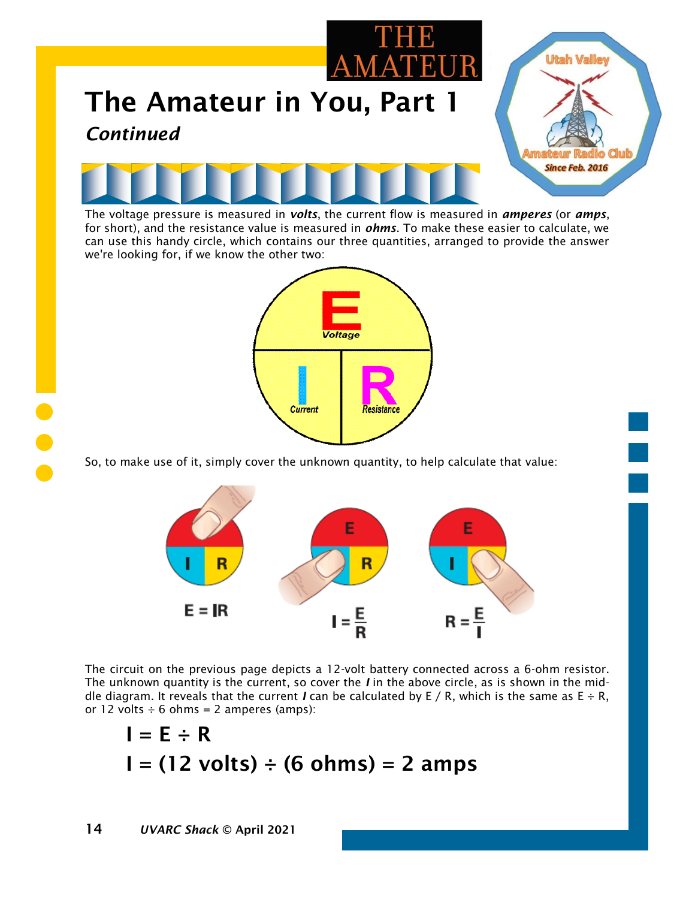# The Amateur in You, Part 1

***Continued***

The voltage pressure is measured in ***volts***, the current flow is measured in ***amperes*** (or ***amps***, for short), and the resistance value is measured in ***ohms***. To make these easier to calculate, we can use this handy circle, which contains our three quantities, arranged to provide the answer we're looking for, if we know the other two:

So, to make use of it, simply cover the unknown quantity, to help calculate that value:

$$E = IR \qquad I = \frac{E}{R} \qquad R = \frac{E}{I}$$

The circuit on the previous page depicts a 12-volt battery connected across a 6-ohm resistor. The unknown quantity is the current, so cover the ***I*** in the above circle, as is shown in the middle diagram. It reveals that the current ***I*** can be calculated by E / R, which is the same as E ÷ R, or 12 volts ÷ 6 ohms = 2 amperes (amps):

$$I = E \div R$$

$$I = (12 \text{ volts}) \div (6 \text{ ohms}) = 2 \text{ amps}$$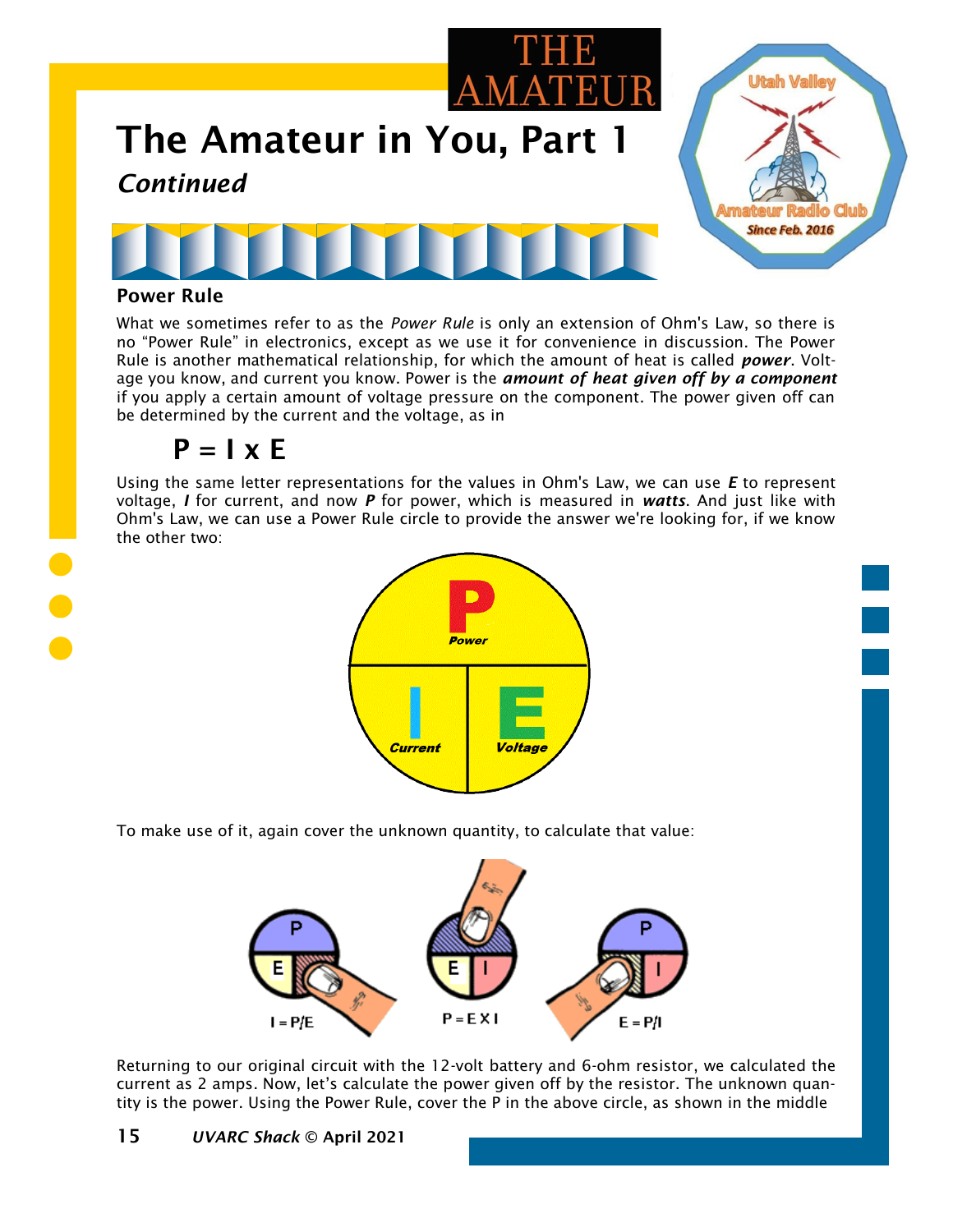# The Amateur in You, Part 1

***Continued***

### Power Rule

What we sometimes refer to as the *Power Rule* is only an extension of Ohm's Law, so there is no "Power Rule" in electronics, except as we use it for convenience in discussion. The Power Rule is another mathematical relationship, for which the amount of heat is called ***power***. Voltage you know, and current you know. Power is the ***amount of heat given off by a component*** if you apply a certain amount of voltage pressure on the component. The power given off can be determined by the current and the voltage, as in

$$P = I \times E$$

Using the same letter representations for the values in Ohm's Law, we can use ***E*** to represent voltage, ***I*** for current, and now ***P*** for power, which is measured in ***watts***. And just like with Ohm's Law, we can use a Power Rule circle to provide the answer we're looking for, if we know the other two:

To make use of it, again cover the unknown quantity, to calculate that value:

$I = P/E$ $P = E \times I$ $E = P/I$

Returning to our original circuit with the 12-volt battery and 6-ohm resistor, we calculated the current as 2 amps. Now, let's calculate the power given off by the resistor. The unknown quantity is the power. Using the Power Rule, cover the P in the above circle, as shown in the middle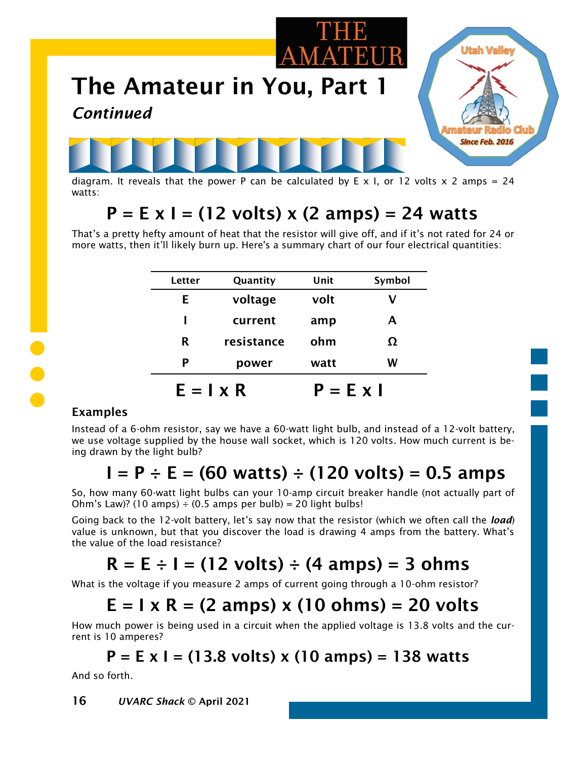# The Amateur in You, Part 1

*Continued*

diagram. It reveals that the power P can be calculated by E x I, or 12 volts x 2 amps = 24 watts:

$$P = E \times I = (12 \text{ volts}) \times (2 \text{ amps}) = 24 \text{ watts}$$

That's a pretty hefty amount of heat that the resistor will give off, and if it's not rated for 24 or more watts, then it'll likely burn up. Here's a summary chart of our four electrical quantities:

| Letter | Quantity | Unit | Symbol |
|---|---|---|---|
| E | voltage | volt | V |
| I | current | amp | A |
| R | resistance | ohm | Ω |
| P | power | watt | W |

$$E = I \times R \qquad P = E \times I$$

### Examples

Instead of a 6-ohm resistor, say we have a 60-watt light bulb, and instead of a 12-volt battery, we use voltage supplied by the house wall socket, which is 120 volts. How much current is being drawn by the light bulb?

$$I = P \div E = (60 \text{ watts}) \div (120 \text{ volts}) = 0.5 \text{ amps}$$

So, how many 60-watt light bulbs can your 10-amp circuit breaker handle (not actually part of Ohm's Law)? (10 amps) ÷ (0.5 amps per bulb) = 20 light bulbs!

Going back to the 12-volt battery, let's say now that the resistor (which we often call the ***load***) value is unknown, but that you discover the load is drawing 4 amps from the battery. What's the value of the load resistance?

$$R = E \div I = (12 \text{ volts}) \div (4 \text{ amps}) = 3 \text{ ohms}$$

What is the voltage if you measure 2 amps of current going through a 10-ohm resistor?

$$E = I \times R = (2 \text{ amps}) \times (10 \text{ ohms}) = 20 \text{ volts}$$

How much power is being used in a circuit when the applied voltage is 13.8 volts and the current is 10 amperes?

$$P = E \times I = (13.8 \text{ volts}) \times (10 \text{ amps}) = 138 \text{ watts}$$

And so forth.